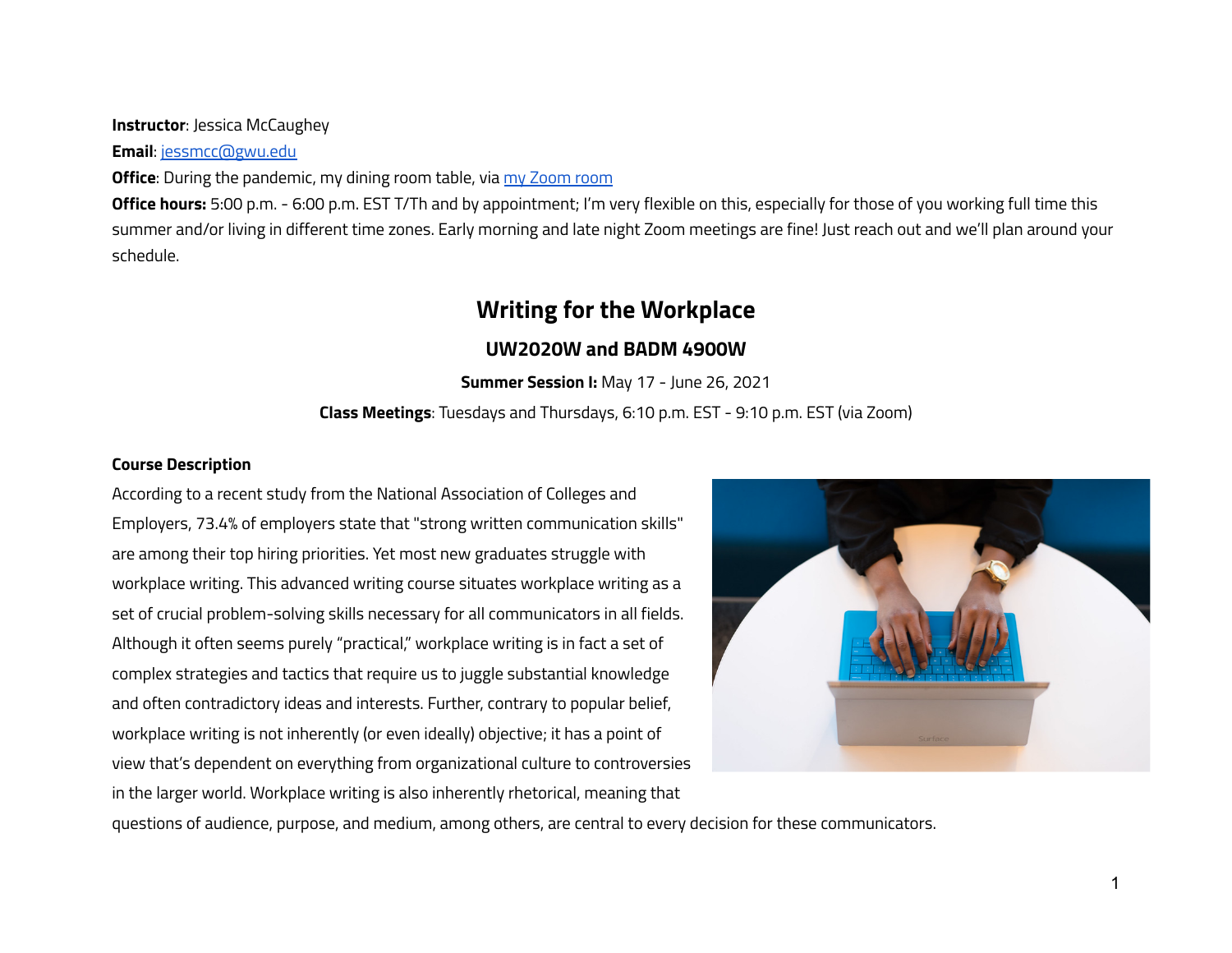**Instructor**: Jessica McCaughey

**Email**: jessmcc@gwu.edu

**Office**: During the pandemic, my dining room table, via my Zoom room

**Office hours:** 5:00 p.m. - 6:00 p.m. EST T/Th and by appointment; I'm very flexible on this, especially for those of you working full time this summer and/or living in different time zones. Early morning and late night Zoom meetings are fine! Just reach out and we'll plan around your schedule.

# Writing for the Workplace

## UW2020W and BADM 4900W

**Summer Session I:** May 17 - June 26, 2021

**Class Meetings**: Tuesdays and Thursdays, 6:10 p.m. EST - 9:10 p.m. EST (via Zoom)

### Course Description

According to a recent study from the National Association of Colleges and Employers, 73.4% of employers state that "strong written communication skills" are among their top hiring priorities. Yet most new graduates struggle with workplace writing. This advanced writing course situates workplace writing as a set of crucial problem-solving skills necessary for all communicators in all fields. Although it often seems purely "practical," workplace writing is in fact a set of complex strategies and tactics that require us to juggle substantial knowledge and often contradictory ideas and interests. Further, contrary to popular belief, workplace writing is not inherently (or even ideally) objective; it has a point of view that's dependent on everything from organizational culture to controversies in the larger world. Workplace writing is also inherently rhetorical, meaning that questions of audience, purpose, and medium, among others, are central to every decision for these communicators.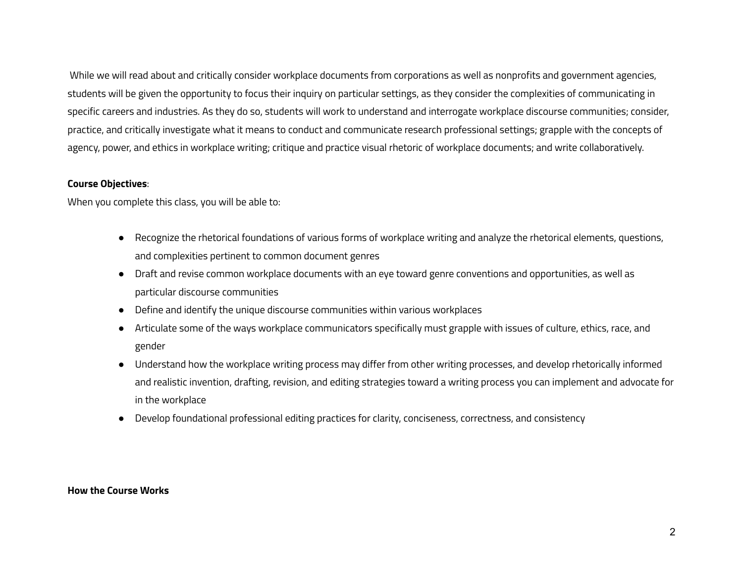While we will read about and critically consider workplace documents from corporations as well as nonprofits and government agencies, students will be given the opportunity to focus their inquiry on particular settings, as they consider the complexities of communicating in specific careers and industries. As they do so, students will work to understand and interrogate workplace discourse communities; consider, practice, and critically investigate what it means to conduct and communicate research professional settings; grapple with the concepts of agency, power, and ethics in workplace writing; critique and practice visual rhetoric of workplace documents; and write collaboratively.

**Course Objectives**:

When you complete this class, you will be able to:

- Recognize the rhetorical foundations of various forms of workplace writing and analyze the rhetorical elements, questions, and complexities pertinent to common document genres
- Draft and revise common workplace documents with an eye toward genre conventions and opportunities, as well as particular discourse communities
- Define and identify the unique discourse communities within various workplaces
- Articulate some of the ways workplace communicators specifically must grapple with issues of culture, ethics, race, and gender
- Understand how the workplace writing process may differ from other writing processes, and develop rhetorically informed and realistic invention, drafting, revision, and editing strategies toward a writing process you can implement and advocate for in the workplace
- Develop foundational professional editing practices for clarity, conciseness, correctness, and consistency

**How the Course Works**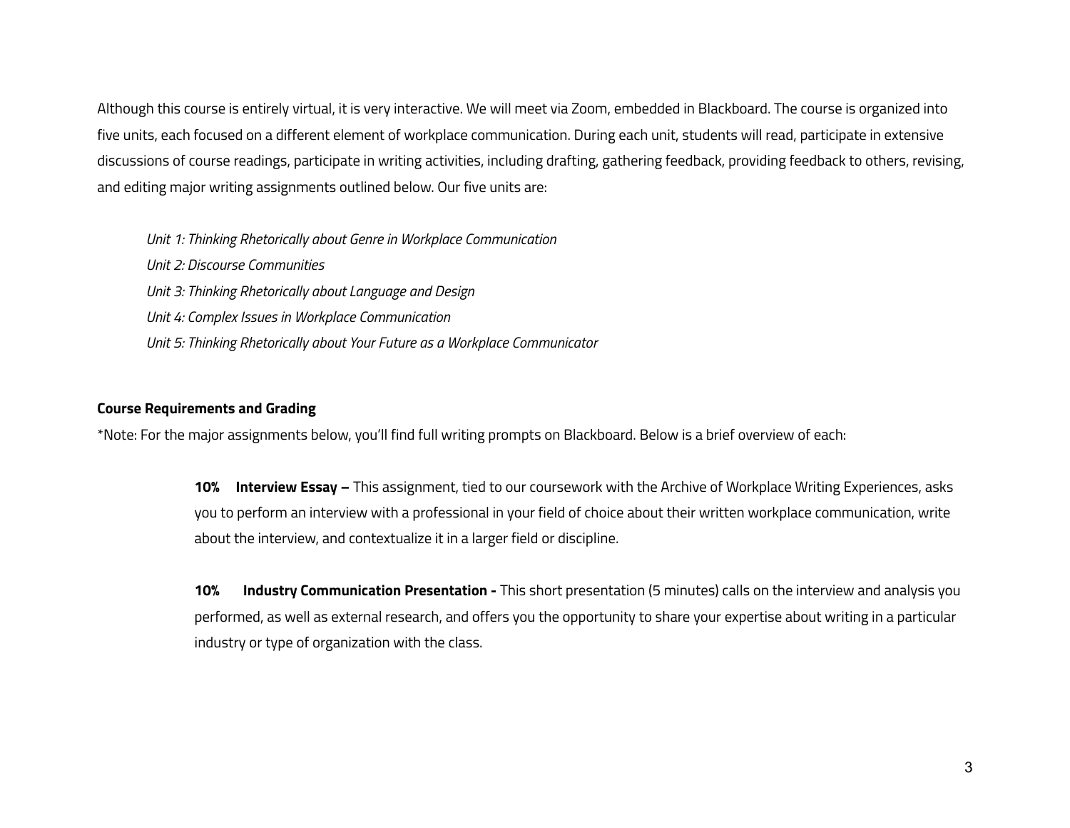Although this course is entirely virtual, it is very interactive. We will meet via Zoom, embedded in Blackboard. The course is organized into five units, each focused on a different element of workplace communication. During each unit, students will read, participate in extensive discussions of course readings, participate in writing activities, including drafting, gathering feedback, providing feedback to others, revising, and editing major writing assignments outlined below. Our five units are:

*Unit 1: Thinking Rhetorically about Genre in Workplace Communication*
*Unit 2: Discourse Communities*
*Unit 3: Thinking Rhetorically about Language and Design*
*Unit 4: Complex Issues in Workplace Communication*
*Unit 5: Thinking Rhetorically about Your Future as a Workplace Communicator*

**Course Requirements and Grading**

*Note: For the major assignments below, you'll find full writing prompts on Blackboard. Below is a brief overview of each:

**10% Interview Essay –** This assignment, tied to our coursework with the Archive of Workplace Writing Experiences, asks you to perform an interview with a professional in your field of choice about their written workplace communication, write about the interview, and contextualize it in a larger field or discipline.

**10% Industry Communication Presentation -** This short presentation (5 minutes) calls on the interview and analysis you performed, as well as external research, and offers you the opportunity to share your expertise about writing in a particular industry or type of organization with the class.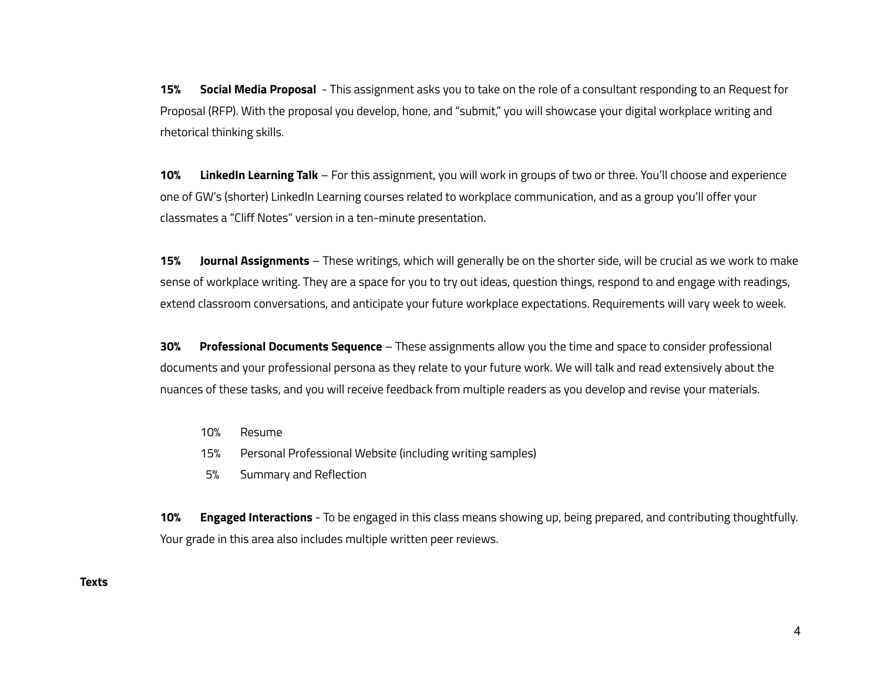**15%** **Social Media Proposal** - This assignment asks you to take on the role of a consultant responding to an Request for Proposal (RFP). With the proposal you develop, hone, and "submit," you will showcase your digital workplace writing and rhetorical thinking skills.

**10%** **LinkedIn Learning Talk** – For this assignment, you will work in groups of two or three. You'll choose and experience one of GW's (shorter) LinkedIn Learning courses related to workplace communication, and as a group you'll offer your classmates a "Cliff Notes" version in a ten-minute presentation.

**15%** **Journal Assignments** – These writings, which will generally be on the shorter side, will be crucial as we work to make sense of workplace writing. They are a space for you to try out ideas, question things, respond to and engage with readings, extend classroom conversations, and anticipate your future workplace expectations. Requirements will vary week to week.

**30%** **Professional Documents Sequence** – These assignments allow you the time and space to consider professional documents and your professional persona as they relate to your future work. We will talk and read extensively about the nuances of these tasks, and you will receive feedback from multiple readers as you develop and revise your materials.

- 10% Resume
- 15% Personal Professional Website (including writing samples)
- 5% Summary and Reflection

**10%** **Engaged Interactions** - To be engaged in this class means showing up, being prepared, and contributing thoughtfully. Your grade in this area also includes multiple written peer reviews.

**Texts**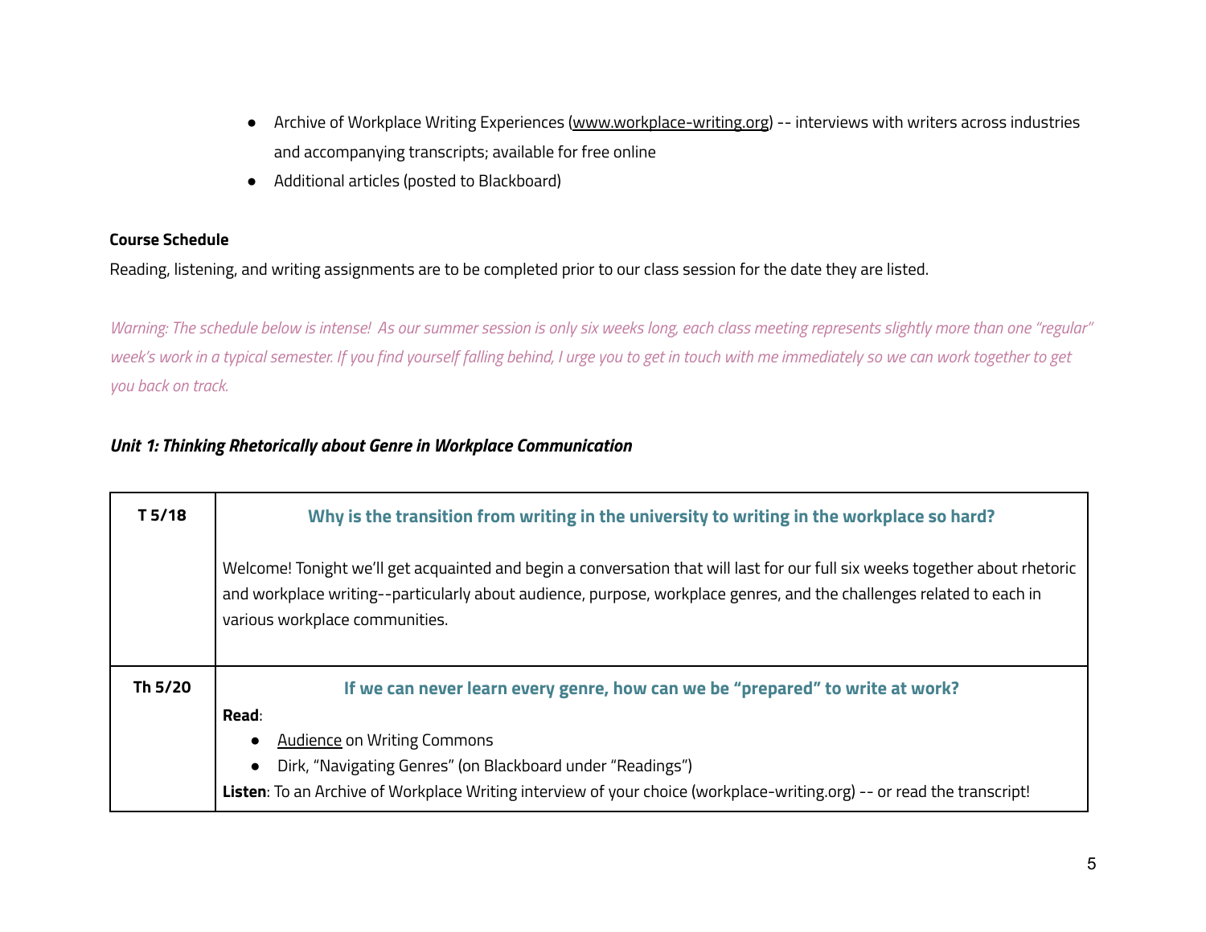- Archive of Workplace Writing Experiences (www.workplace-writing.org) -- interviews with writers across industries and accompanying transcripts; available for free online
- Additional articles (posted to Blackboard)

**Course Schedule**

Reading, listening, and writing assignments are to be completed prior to our class session for the date they are listed.

*Warning: The schedule below is intense! As our summer session is only six weeks long, each class meeting represents slightly more than one "regular" week's work in a typical semester. If you find yourself falling behind, I urge you to get in touch with me immediately so we can work together to get you back on track.*

***Unit 1: Thinking Rhetorically about Genre in Workplace Communication***

| | |
|---|---|
| **T 5/18** | **Why is the transition from writing in the university to writing in the workplace so hard?**<br><br>Welcome! Tonight we'll get acquainted and begin a conversation that will last for our full six weeks together about rhetoric and workplace writing--particularly about audience, purpose, workplace genres, and the challenges related to each in various workplace communities. |
| **Th 5/20** | **If we can never learn every genre, how can we be "prepared" to write at work?**<br>**Read**:<br>• Audience on Writing Commons<br>• Dirk, "Navigating Genres" (on Blackboard under "Readings")<br>**Listen**: To an Archive of Workplace Writing interview of your choice (workplace-writing.org) -- or read the transcript! |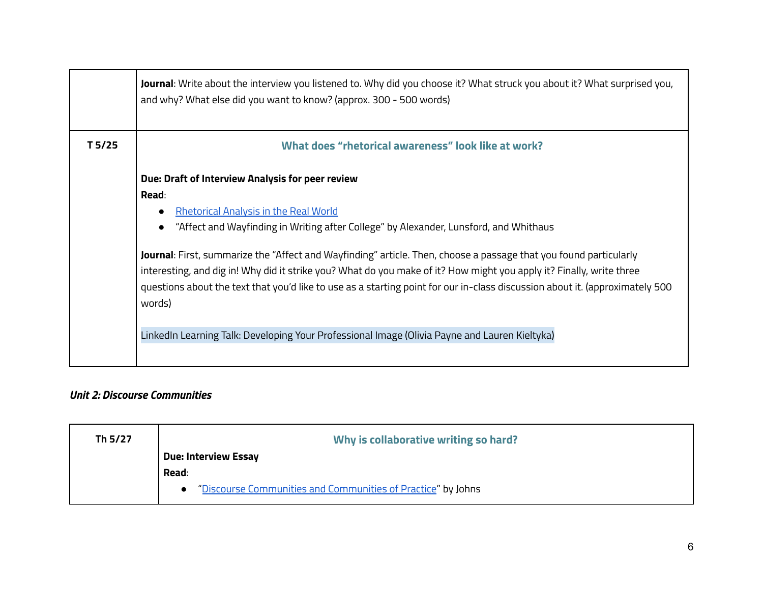| | |
|---|---|
| | **Journal**: Write about the interview you listened to. Why did you choose it? What struck you about it? What surprised you, and why? What else did you want to know? (approx. 300 - 500 words) |
| **T 5/25** | **What does "rhetorical awareness" look like at work?**<br><br>**Due: Draft of Interview Analysis for peer review**<br>**Read**:<br>• Rhetorical Analysis in the Real World<br>• "Affect and Wayfinding in Writing after College" by Alexander, Lunsford, and Whithaus<br><br>**Journal**: First, summarize the "Affect and Wayfinding" article. Then, choose a passage that you found particularly interesting, and dig in! Why did it strike you? What do you make of it? How might you apply it? Finally, write three questions about the text that you'd like to use as a starting point for our in-class discussion about it. (approximately 500 words)<br><br>LinkedIn Learning Talk: Developing Your Professional Image (Olivia Payne and Lauren Kieltyka) |

***Unit 2: Discourse Communities***

| | |
|---|---|
| **Th 5/27** | **Why is collaborative writing so hard?**<br>**Due: Interview Essay**<br>**Read**:<br>• "Discourse Communities and Communities of Practice" by Johns |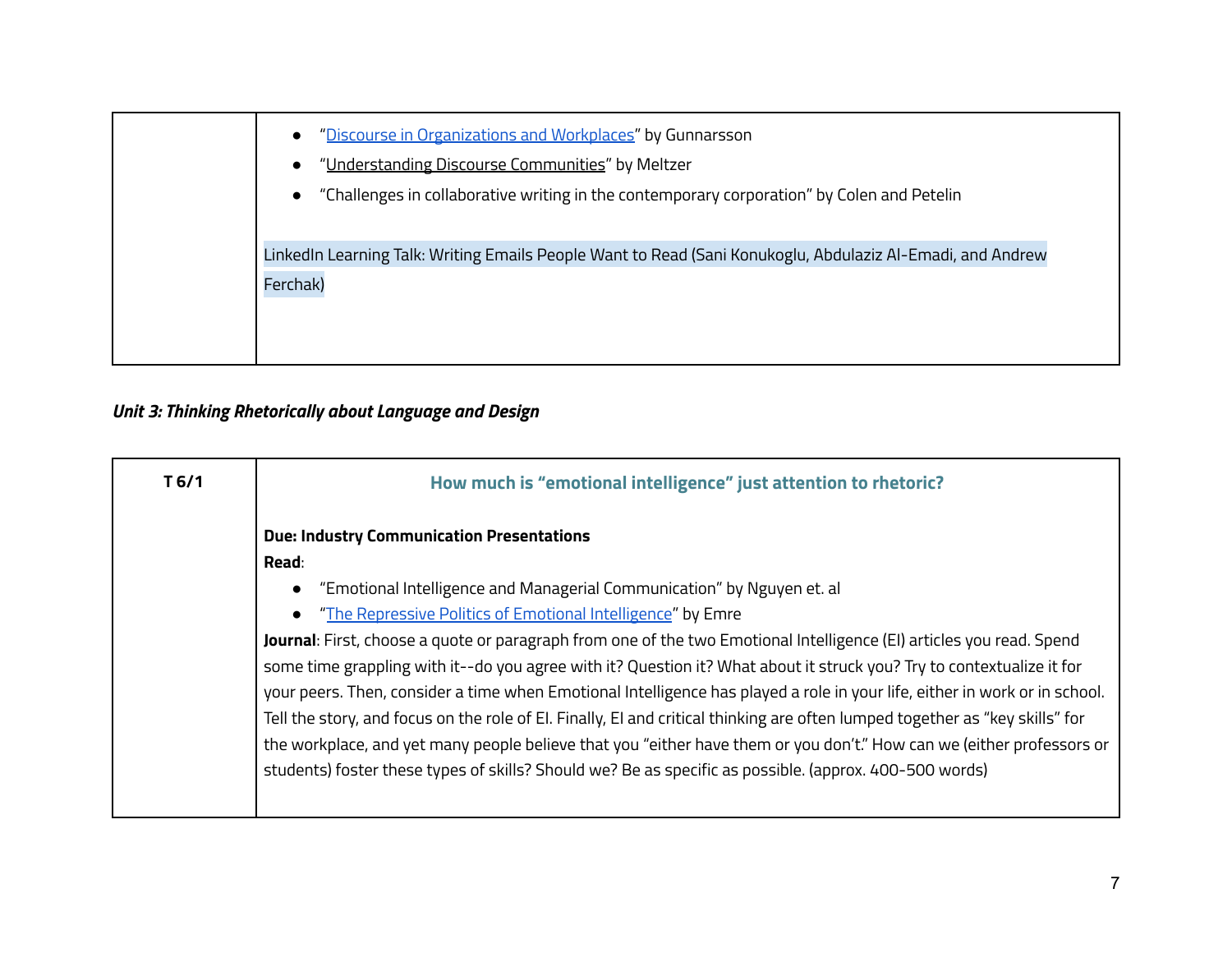| | |
|---|---|
| | ● "Discourse in Organizations and Workplaces" by Gunnarsson<br>● "Understanding Discourse Communities" by Meltzer<br>● "Challenges in collaborative writing in the contemporary corporation" by Colen and Petelin<br><br>LinkedIn Learning Talk: Writing Emails People Want to Read (Sani Konukoglu, Abdulaziz Al-Emadi, and Andrew Ferchak) |

***Unit 3: Thinking Rhetorically about Language and Design***

| | |
|---|---|
| **T 6/1** | **How much is "emotional intelligence" just attention to rhetoric?**<br><br>**Due: Industry Communication Presentations**<br>**Read**:<br>● "Emotional Intelligence and Managerial Communication" by Nguyen et. al<br>● "The Repressive Politics of Emotional Intelligence" by Emre<br>**Journal**: First, choose a quote or paragraph from one of the two Emotional Intelligence (EI) articles you read. Spend some time grappling with it--do you agree with it? Question it? What about it struck you? Try to contextualize it for your peers. Then, consider a time when Emotional Intelligence has played a role in your life, either in work or in school. Tell the story, and focus on the role of EI. Finally, EI and critical thinking are often lumped together as "key skills" for the workplace, and yet many people believe that you "either have them or you don't." How can we (either professors or students) foster these types of skills? Should we? Be as specific as possible. (approx. 400-500 words) |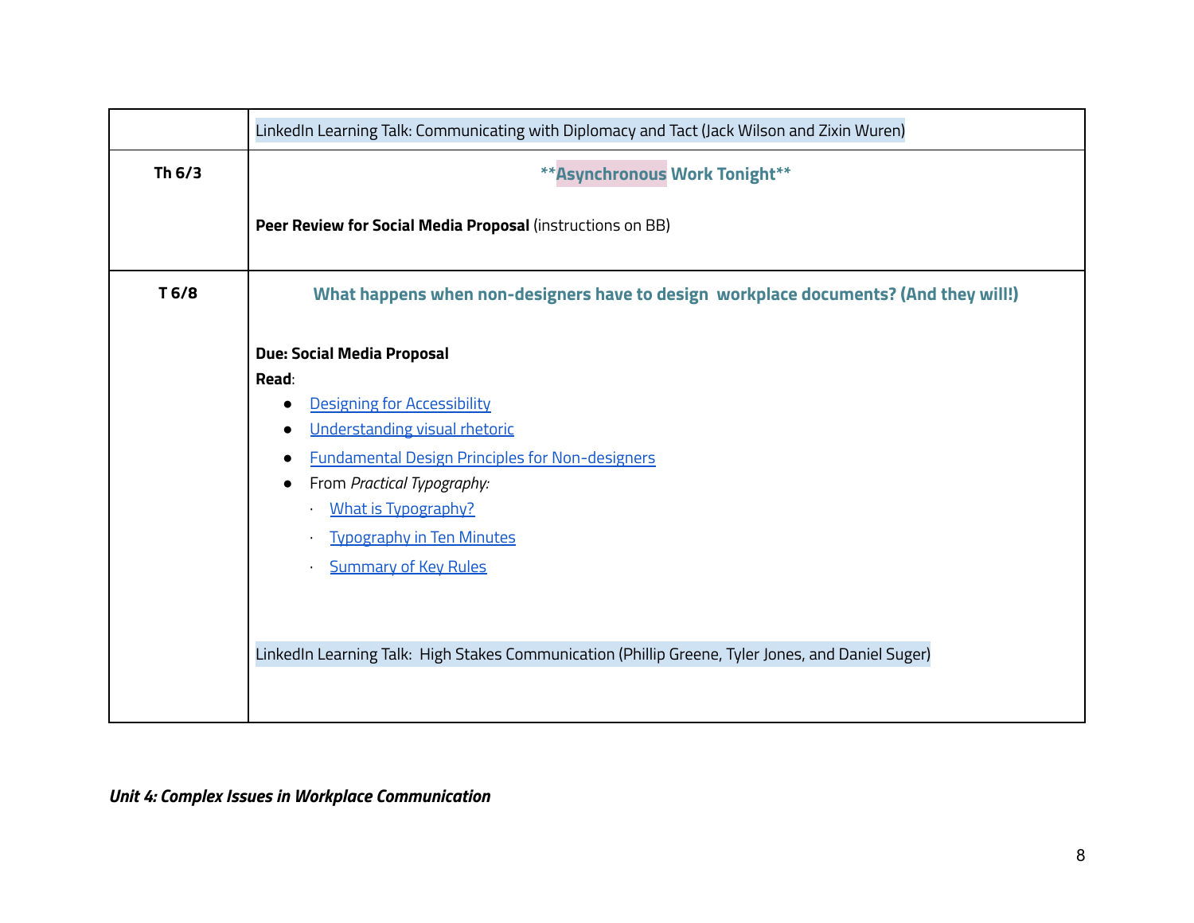| | |
|---|---|
| | LinkedIn Learning Talk: Communicating with Diplomacy and Tact (Jack Wilson and Zixin Wuren) |
| **Th 6/3** | **\*\*Asynchronous Work Tonight\*\***<br><br>**Peer Review for Social Media Proposal** (instructions on BB) |
| **T 6/8** | **What happens when non-designers have to design workplace documents? (And they will!)**<br><br>**Due: Social Media Proposal**<br>**Read**:<br>• Designing for Accessibility<br>• Understanding visual rhetoric<br>• Fundamental Design Principles for Non-designers<br>• From *Practical Typography:*<br>&nbsp;&nbsp;&nbsp;&nbsp;· What is Typography?<br>&nbsp;&nbsp;&nbsp;&nbsp;· Typography in Ten Minutes<br>&nbsp;&nbsp;&nbsp;&nbsp;· Summary of Key Rules<br><br>LinkedIn Learning Talk: High Stakes Communication (Phillip Greene, Tyler Jones, and Daniel Suger) |

***Unit 4: Complex Issues in Workplace Communication***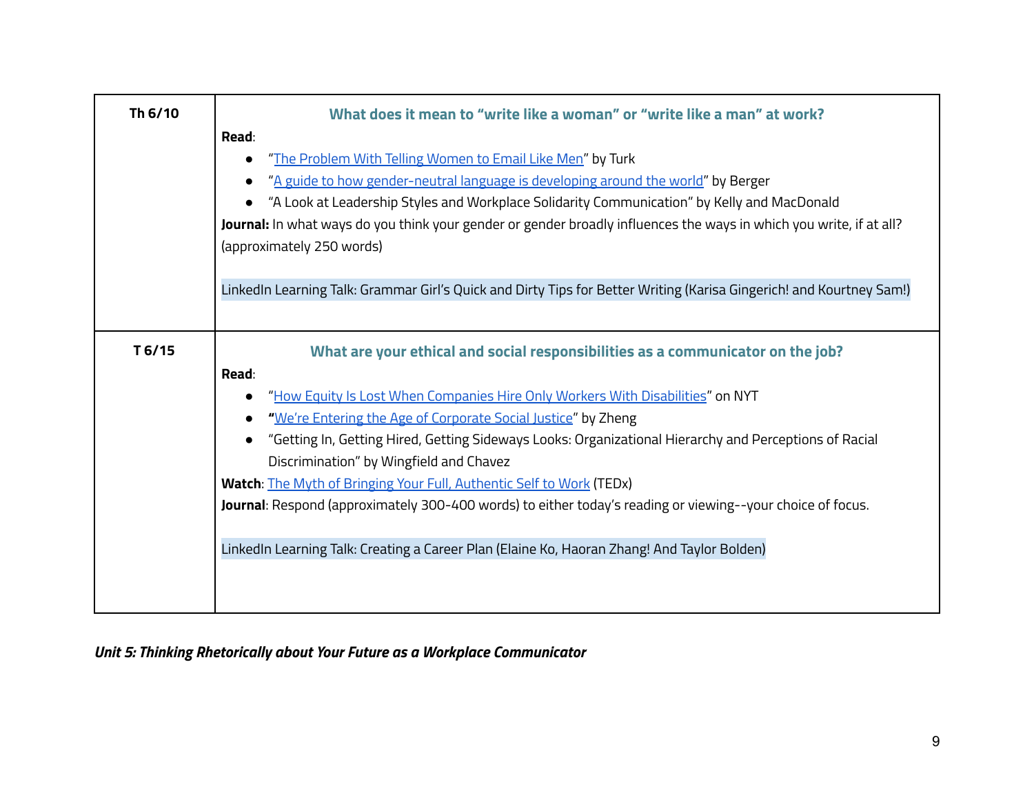| | |
|---|---|
| **Th 6/10** | **What does it mean to "write like a woman" or "write like a man" at work?**<br>**Read**:<br>• "The Problem With Telling Women to Email Like Men" by Turk<br>• "A guide to how gender-neutral language is developing around the world" by Berger<br>• "A Look at Leadership Styles and Workplace Solidarity Communication" by Kelly and MacDonald<br>**Journal:** In what ways do you think your gender or gender broadly influences the ways in which you write, if at all? (approximately 250 words)<br><br>LinkedIn Learning Talk: Grammar Girl's Quick and Dirty Tips for Better Writing (Karisa Gingerich! and Kourtney Sam!) |
| **T 6/15** | **What are your ethical and social responsibilities as a communicator on the job?**<br>**Read**:<br>• "How Equity Is Lost When Companies Hire Only Workers With Disabilities" on NYT<br>• "We're Entering the Age of Corporate Social Justice" by Zheng<br>• "Getting In, Getting Hired, Getting Sideways Looks: Organizational Hierarchy and Perceptions of Racial Discrimination" by Wingfield and Chavez<br>**Watch**: The Myth of Bringing Your Full, Authentic Self to Work (TEDx)<br>**Journal**: Respond (approximately 300-400 words) to either today's reading or viewing--your choice of focus.<br><br>LinkedIn Learning Talk: Creating a Career Plan (Elaine Ko, Haoran Zhang! And Taylor Bolden) |

***Unit 5: Thinking Rhetorically about Your Future as a Workplace Communicator***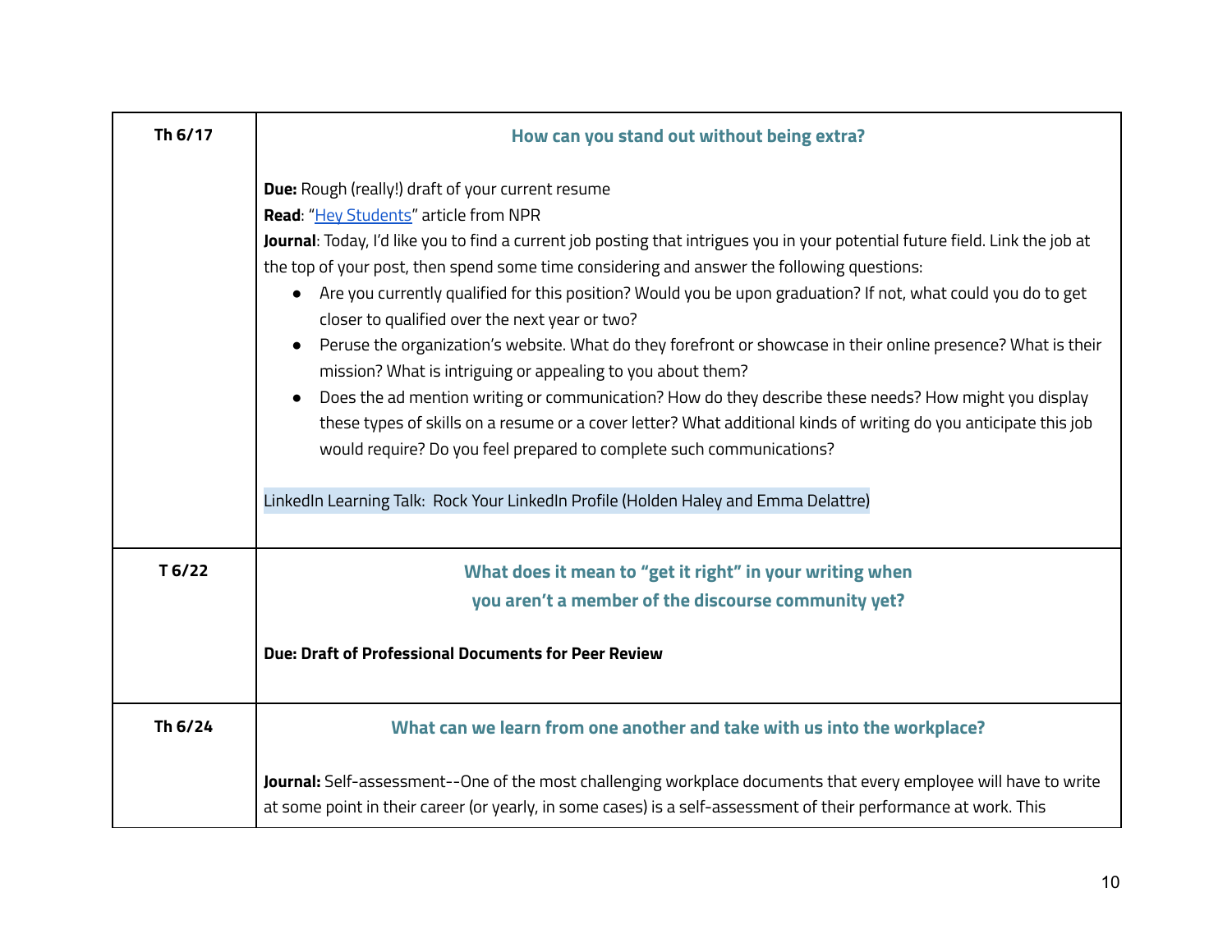| | |
|---|---|
| **Th 6/17** | **How can you stand out without being extra?**<br><br>**Due:** Rough (really!) draft of your current resume<br>**Read**: "Hey Students" article from NPR<br>**Journal**: Today, I'd like you to find a current job posting that intrigues you in your potential future field. Link the job at the top of your post, then spend some time considering and answer the following questions:<br>• Are you currently qualified for this position? Would you be upon graduation? If not, what could you do to get closer to qualified over the next year or two?<br>• Peruse the organization's website. What do they forefront or showcase in their online presence? What is their mission? What is intriguing or appealing to you about them?<br>• Does the ad mention writing or communication? How do they describe these needs? How might you display these types of skills on a resume or a cover letter? What additional kinds of writing do you anticipate this job would require? Do you feel prepared to complete such communications?<br><br>LinkedIn Learning Talk: Rock Your LinkedIn Profile (Holden Haley and Emma Delattre) |
| **T 6/22** | **What does it mean to "get it right" in your writing when you aren't a member of the discourse community yet?**<br><br>**Due: Draft of Professional Documents for Peer Review** |
| **Th 6/24** | **What can we learn from one another and take with us into the workplace?**<br><br>**Journal:** Self-assessment--One of the most challenging workplace documents that every employee will have to write at some point in their career (or yearly, in some cases) is a self-assessment of their performance at work. This |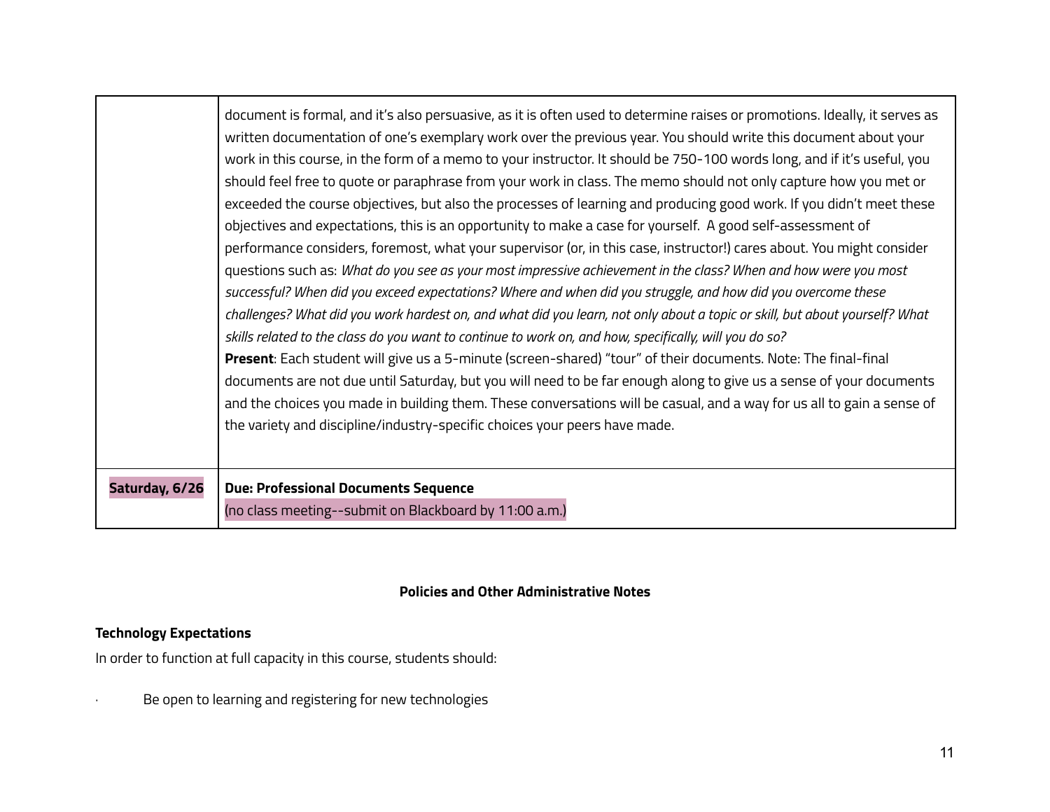| | |
|---|---|
| | document is formal, and it's also persuasive, as it is often used to determine raises or promotions. Ideally, it serves as written documentation of one's exemplary work over the previous year. You should write this document about your work in this course, in the form of a memo to your instructor. It should be 750-100 words long, and if it's useful, you should feel free to quote or paraphrase from your work in class. The memo should not only capture how you met or exceeded the course objectives, but also the processes of learning and producing good work. If you didn't meet these objectives and expectations, this is an opportunity to make a case for yourself. A good self-assessment of performance considers, foremost, what your supervisor (or, in this case, instructor!) cares about. You might consider questions such as: *What do you see as your most impressive achievement in the class? When and how were you most successful? When did you exceed expectations? Where and when did you struggle, and how did you overcome these challenges? What did you work hardest on, and what did you learn, not only about a topic or skill, but about yourself? What skills related to the class do you want to continue to work on, and how, specifically, will you do so?*<br>**Present**: Each student will give us a 5-minute (screen-shared) "tour" of their documents. Note: The final-final documents are not due until Saturday, but you will need to be far enough along to give us a sense of your documents and the choices you made in building them. These conversations will be casual, and a way for us all to gain a sense of the variety and discipline/industry-specific choices your peers have made. |
| **Saturday, 6/26** | **Due: Professional Documents Sequence**<br>(no class meeting--submit on Blackboard by 11:00 a.m.) |

## Policies and Other Administrative Notes

### Technology Expectations

In order to function at full capacity in this course, students should:

- Be open to learning and registering for new technologies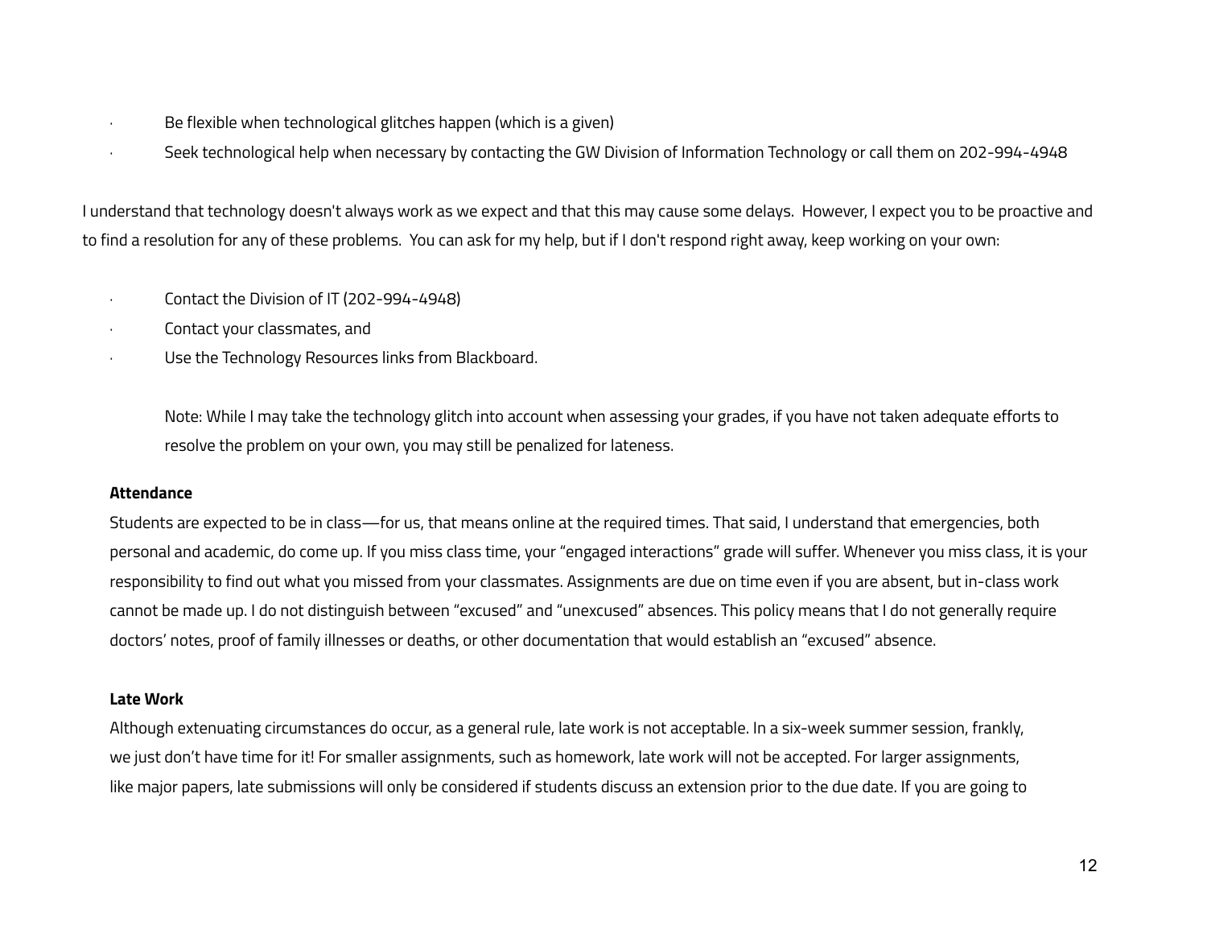- Be flexible when technological glitches happen (which is a given)
- Seek technological help when necessary by contacting the GW Division of Information Technology or call them on 202-994-4948

I understand that technology doesn't always work as we expect and that this may cause some delays. However, I expect you to be proactive and to find a resolution for any of these problems. You can ask for my help, but if I don't respond right away, keep working on your own:

- Contact the Division of IT (202-994-4948)
- Contact your classmates, and
- Use the Technology Resources links from Blackboard.

  Note: While I may take the technology glitch into account when assessing your grades, if you have not taken adequate efforts to resolve the problem on your own, you may still be penalized for lateness.

**Attendance**

Students are expected to be in class—for us, that means online at the required times. That said, I understand that emergencies, both personal and academic, do come up. If you miss class time, your "engaged interactions" grade will suffer. Whenever you miss class, it is your responsibility to find out what you missed from your classmates. Assignments are due on time even if you are absent, but in-class work cannot be made up. I do not distinguish between "excused" and "unexcused" absences. This policy means that I do not generally require doctors' notes, proof of family illnesses or deaths, or other documentation that would establish an "excused" absence.

**Late Work**

Although extenuating circumstances do occur, as a general rule, late work is not acceptable. In a six-week summer session, frankly, we just don't have time for it! For smaller assignments, such as homework, late work will not be accepted. For larger assignments, like major papers, late submissions will only be considered if students discuss an extension prior to the due date. If you are going to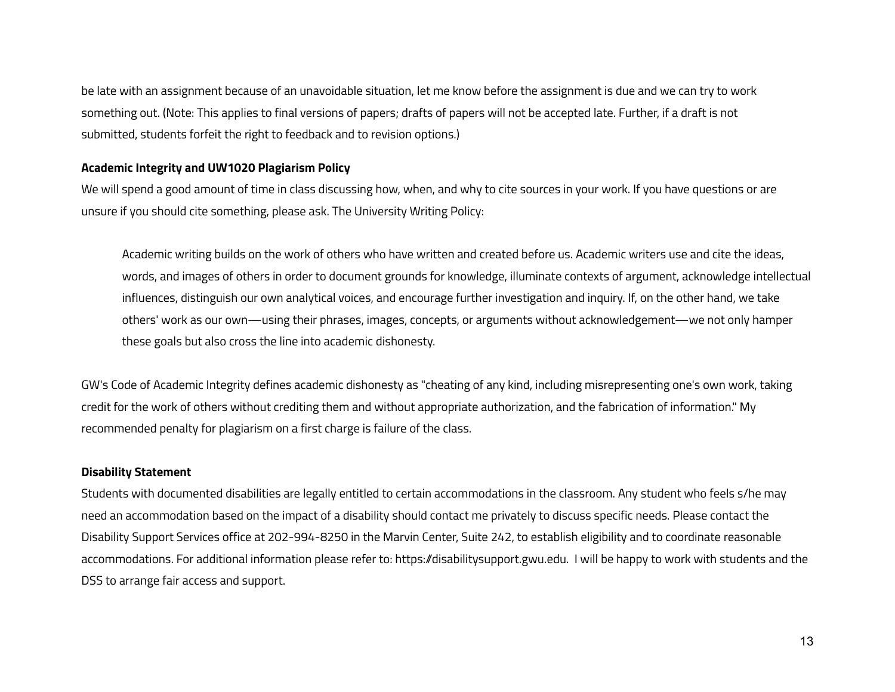be late with an assignment because of an unavoidable situation, let me know before the assignment is due and we can try to work something out. (Note: This applies to final versions of papers; drafts of papers will not be accepted late. Further, if a draft is not submitted, students forfeit the right to feedback and to revision options.)

**Academic Integrity and UW1020 Plagiarism Policy**

We will spend a good amount of time in class discussing how, when, and why to cite sources in your work. If you have questions or are unsure if you should cite something, please ask. The University Writing Policy:

> Academic writing builds on the work of others who have written and created before us. Academic writers use and cite the ideas, words, and images of others in order to document grounds for knowledge, illuminate contexts of argument, acknowledge intellectual influences, distinguish our own analytical voices, and encourage further investigation and inquiry. If, on the other hand, we take others' work as our own—using their phrases, images, concepts, or arguments without acknowledgement—we not only hamper these goals but also cross the line into academic dishonesty.

GW's Code of Academic Integrity defines academic dishonesty as "cheating of any kind, including misrepresenting one's own work, taking credit for the work of others without crediting them and without appropriate authorization, and the fabrication of information." My recommended penalty for plagiarism on a first charge is failure of the class.

**Disability Statement**

Students with documented disabilities are legally entitled to certain accommodations in the classroom. Any student who feels s/he may need an accommodation based on the impact of a disability should contact me privately to discuss specific needs. Please contact the Disability Support Services office at 202-994-8250 in the Marvin Center, Suite 242, to establish eligibility and to coordinate reasonable accommodations. For additional information please refer to: https://disabilitysupport.gwu.edu. I will be happy to work with students and the DSS to arrange fair access and support.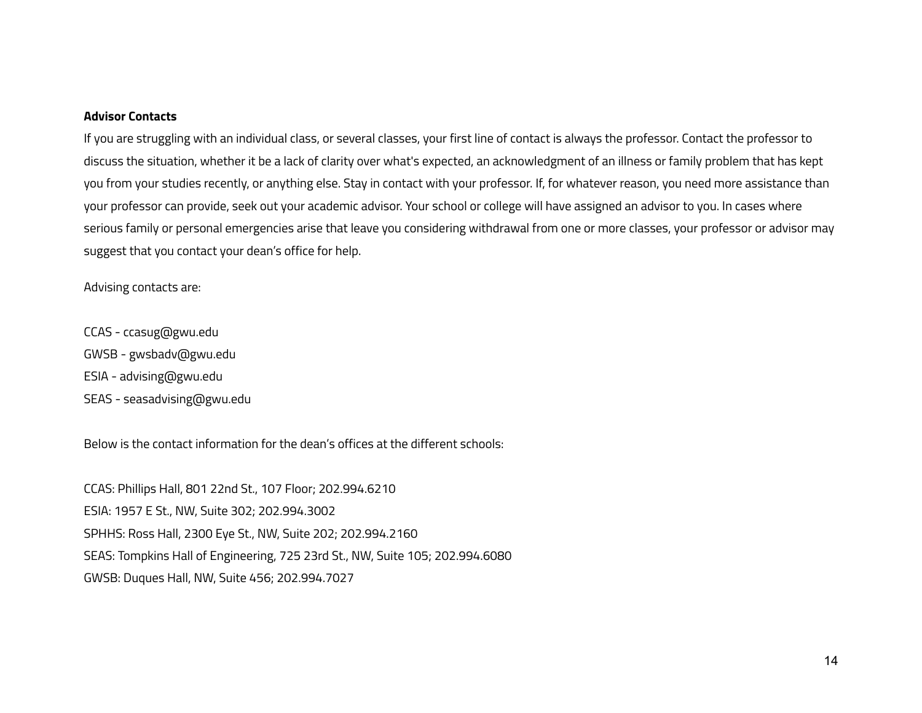**Advisor Contacts**

If you are struggling with an individual class, or several classes, your first line of contact is always the professor. Contact the professor to discuss the situation, whether it be a lack of clarity over what's expected, an acknowledgment of an illness or family problem that has kept you from your studies recently, or anything else. Stay in contact with your professor. If, for whatever reason, you need more assistance than your professor can provide, seek out your academic advisor. Your school or college will have assigned an advisor to you. In cases where serious family or personal emergencies arise that leave you considering withdrawal from one or more classes, your professor or advisor may suggest that you contact your dean's office for help.

Advising contacts are:

CCAS - ccasug@gwu.edu
GWSB - gwsbadv@gwu.edu
ESIA - advising@gwu.edu
SEAS - seasadvising@gwu.edu

Below is the contact information for the dean's offices at the different schools:

CCAS: Phillips Hall, 801 22nd St., 107 Floor; 202.994.6210
ESIA: 1957 E St., NW, Suite 302; 202.994.3002
SPHHS: Ross Hall, 2300 Eye St., NW, Suite 202; 202.994.2160
SEAS: Tompkins Hall of Engineering, 725 23rd St., NW, Suite 105; 202.994.6080
GWSB: Duques Hall, NW, Suite 456; 202.994.7027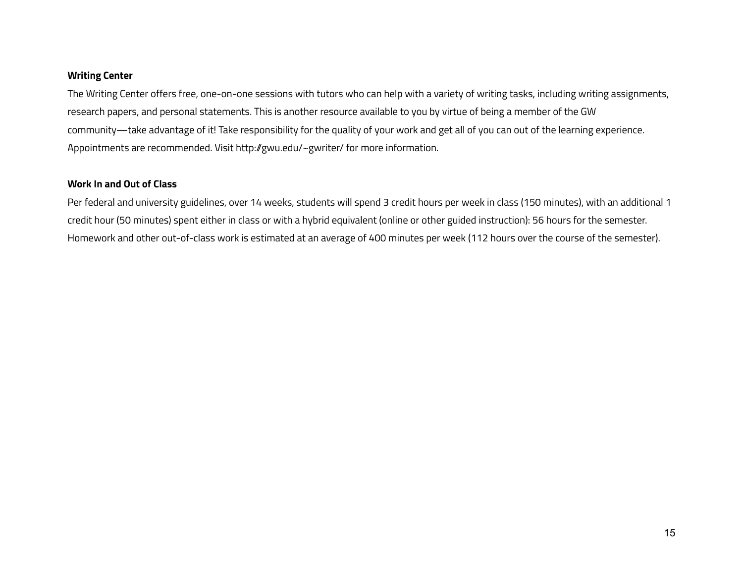**Writing Center**

The Writing Center offers free, one-on-one sessions with tutors who can help with a variety of writing tasks, including writing assignments, research papers, and personal statements. This is another resource available to you by virtue of being a member of the GW community—take advantage of it! Take responsibility for the quality of your work and get all of you can out of the learning experience. Appointments are recommended. Visit http://gwu.edu/~gwriter/ for more information.

**Work In and Out of Class**

Per federal and university guidelines, over 14 weeks, students will spend 3 credit hours per week in class (150 minutes), with an additional 1 credit hour (50 minutes) spent either in class or with a hybrid equivalent (online or other guided instruction): 56 hours for the semester. Homework and other out-of-class work is estimated at an average of 400 minutes per week (112 hours over the course of the semester).